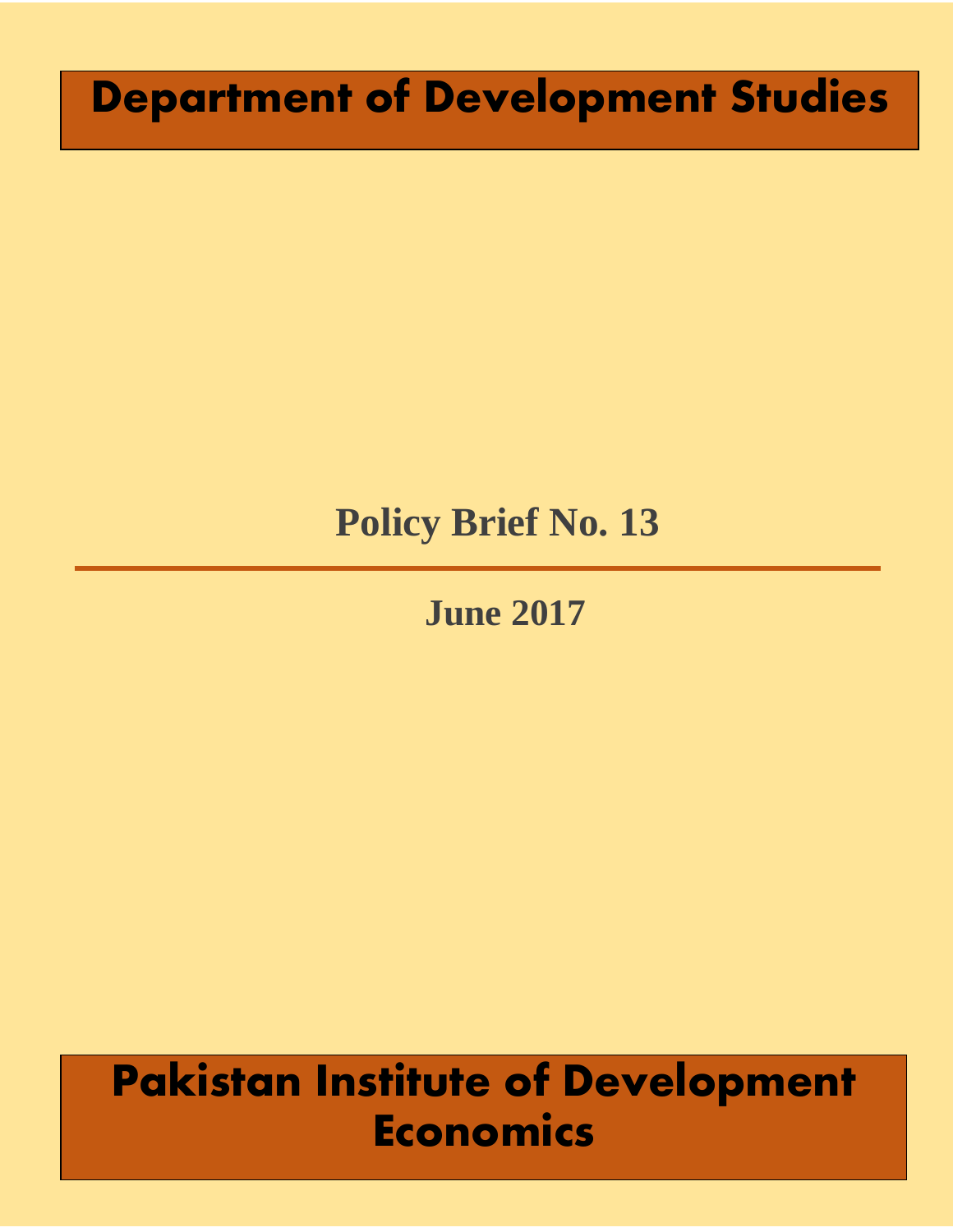# Department of Development Studies

## Policy Brief No. 13

---

**June 2017**

# Pakistan Institute of Development Economics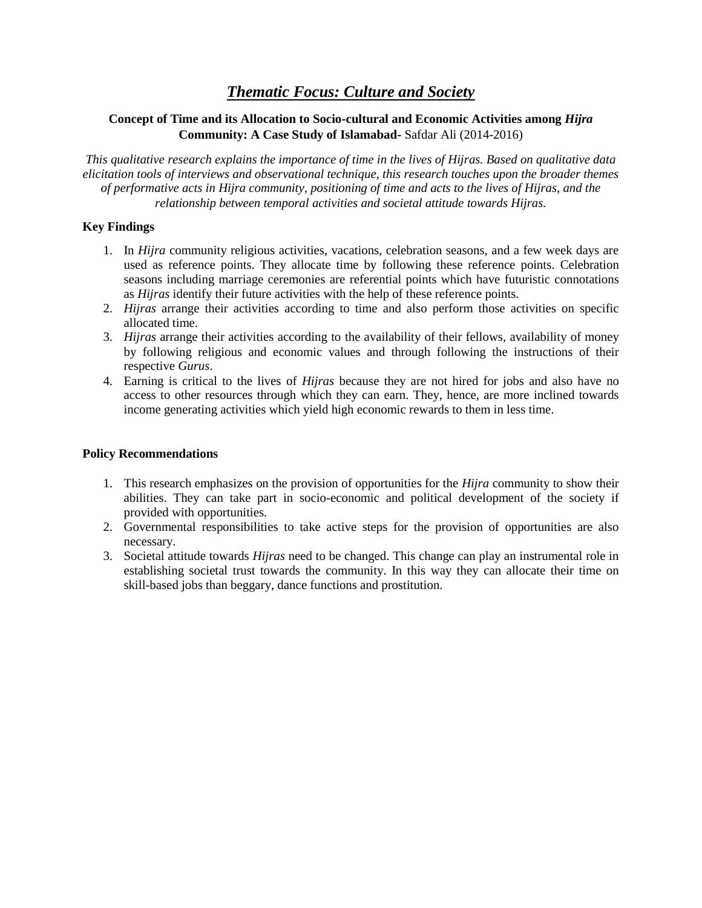# ***Thematic Focus: Culture and Society***

**Concept of Time and its Allocation to Socio-cultural and Economic Activities among *Hijra* Community: A Case Study of Islamabad-** Safdar Ali (2014-2016)

*This qualitative research explains the importance of time in the lives of Hijras. Based on qualitative data elicitation tools of interviews and observational technique, this research touches upon the broader themes of performative acts in Hijra community, positioning of time and acts to the lives of Hijras, and the relationship between temporal activities and societal attitude towards Hijras.*

**Key Findings**

1. In *Hijra* community religious activities, vacations, celebration seasons, and a few week days are used as reference points. They allocate time by following these reference points. Celebration seasons including marriage ceremonies are referential points which have futuristic connotations as *Hijras* identify their future activities with the help of these reference points.
2. *Hijras* arrange their activities according to time and also perform those activities on specific allocated time.
3. *Hijras* arrange their activities according to the availability of their fellows, availability of money by following religious and economic values and through following the instructions of their respective *Gurus*.
4. Earning is critical to the lives of *Hijras* because they are not hired for jobs and also have no access to other resources through which they can earn. They, hence, are more inclined towards income generating activities which yield high economic rewards to them in less time.

**Policy Recommendations**

1. This research emphasizes on the provision of opportunities for the *Hijra* community to show their abilities. They can take part in socio-economic and political development of the society if provided with opportunities.
2. Governmental responsibilities to take active steps for the provision of opportunities are also necessary.
3. Societal attitude towards *Hijras* need to be changed. This change can play an instrumental role in establishing societal trust towards the community. In this way they can allocate their time on skill-based jobs than beggary, dance functions and prostitution.